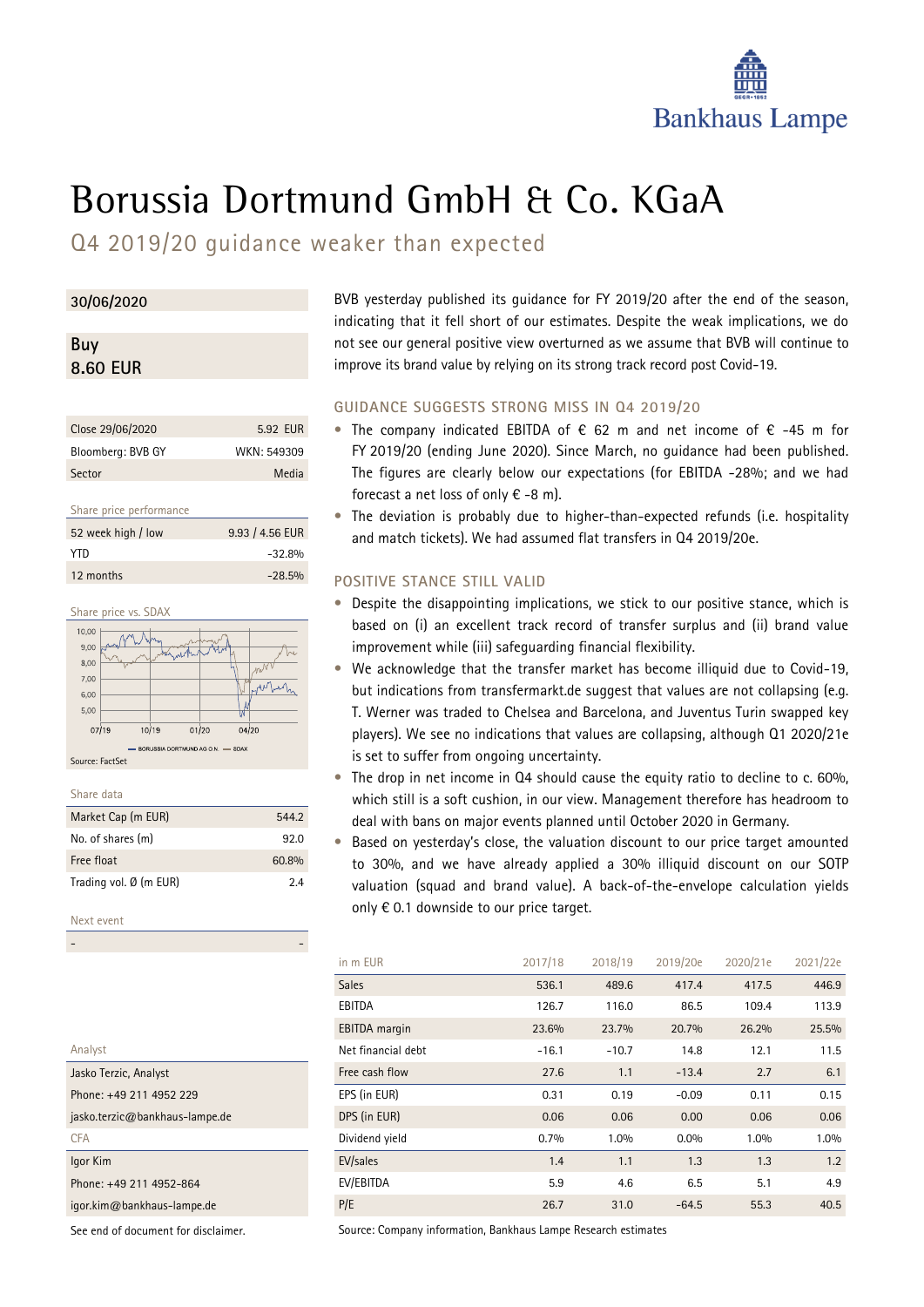Bankhaus Lampe

# Borussia Dortmund GmbH & Co. KGaA

## Q4 2019/20 guidance weaker than expected

**30/06/2020**

**Buy**
**8.60 EUR**

| | |
|---|---|
| Close 29/06/2020 | 5.92 EUR |
| Bloomberg: BVB GY | WKN: 549309 |
| Sector | Media |

Share price performance

| | |
|---|---|
| 52 week high / low | 9.93 / 4.56 EUR |
| YTD | -32.8% |
| 12 months | -28.5% |

Share price vs. SDAX

Source: FactSet

Share data

| | |
|---|---|
| Market Cap (m EUR) | 544.2 |
| No. of shares (m) | 92.0 |
| Free float | 60.8% |
| Trading vol. Ø (m EUR) | 2.4 |

Next event

| | |
|---|---|
| - | - |

Analyst

Jasko Terzic, Analyst
Phone: +49 211 4952 229
jasko.terzic@bankhaus-lampe.de

CFA

Igor Kim
Phone: +49 211 4952-864
igor.kim@bankhaus-lampe.de

See end of document for disclaimer.

BVB yesterday published its guidance for FY 2019/20 after the end of the season, indicating that it fell short of our estimates. Despite the weak implications, we do not see our general positive view overturned as we assume that BVB will continue to improve its brand value by relying on its strong track record post Covid-19.

### GUIDANCE SUGGESTS STRONG MISS IN Q4 2019/20

- The company indicated EBITDA of € 62 m and net income of € -45 m for FY 2019/20 (ending June 2020). Since March, no guidance had been published. The figures are clearly below our expectations (for EBITDA -28%; and we had forecast a net loss of only € -8 m).
- The deviation is probably due to higher-than-expected refunds (i.e. hospitality and match tickets). We had assumed flat transfers in Q4 2019/20e.

### POSITIVE STANCE STILL VALID

- Despite the disappointing implications, we stick to our positive stance, which is based on (i) an excellent track record of transfer surplus and (ii) brand value improvement while (iii) safeguarding financial flexibility.
- We acknowledge that the transfer market has become illiquid due to Covid-19, but indications from transfermarkt.de suggest that values are not collapsing (e.g. T. Werner was traded to Chelsea and Barcelona, and Juventus Turin swapped key players). We see no indications that values are collapsing, although Q1 2020/21e is set to suffer from ongoing uncertainty.
- The drop in net income in Q4 should cause the equity ratio to decline to c. 60%, which still is a soft cushion, in our view. Management therefore has headroom to deal with bans on major events planned until October 2020 in Germany.
- Based on yesterday's close, the valuation discount to our price target amounted to 30%, and we have already applied a 30% illiquid discount on our SOTP valuation (squad and brand value). A back-of-the-envelope calculation yields only € 0.1 downside to our price target.

| in m EUR | 2017/18 | 2018/19 | 2019/20e | 2020/21e | 2021/22e |
|---|---|---|---|---|---|
| Sales | 536.1 | 489.6 | 417.4 | 417.5 | 446.9 |
| EBITDA | 126.7 | 116.0 | 86.5 | 109.4 | 113.9 |
| EBITDA margin | 23.6% | 23.7% | 20.7% | 26.2% | 25.5% |
| Net financial debt | -16.1 | -10.7 | 14.8 | 12.1 | 11.5 |
| Free cash flow | 27.6 | 1.1 | -13.4 | 2.7 | 6.1 |
| EPS (in EUR) | 0.31 | 0.19 | -0.09 | 0.11 | 0.15 |
| DPS (in EUR) | 0.06 | 0.06 | 0.00 | 0.06 | 0.06 |
| Dividend yield | 0.7% | 1.0% | 0.0% | 1.0% | 1.0% |
| EV/sales | 1.4 | 1.1 | 1.3 | 1.3 | 1.2 |
| EV/EBITDA | 5.9 | 4.6 | 6.5 | 5.1 | 4.9 |
| P/E | 26.7 | 31.0 | -64.5 | 55.3 | 40.5 |

Source: Company information, Bankhaus Lampe Research estimates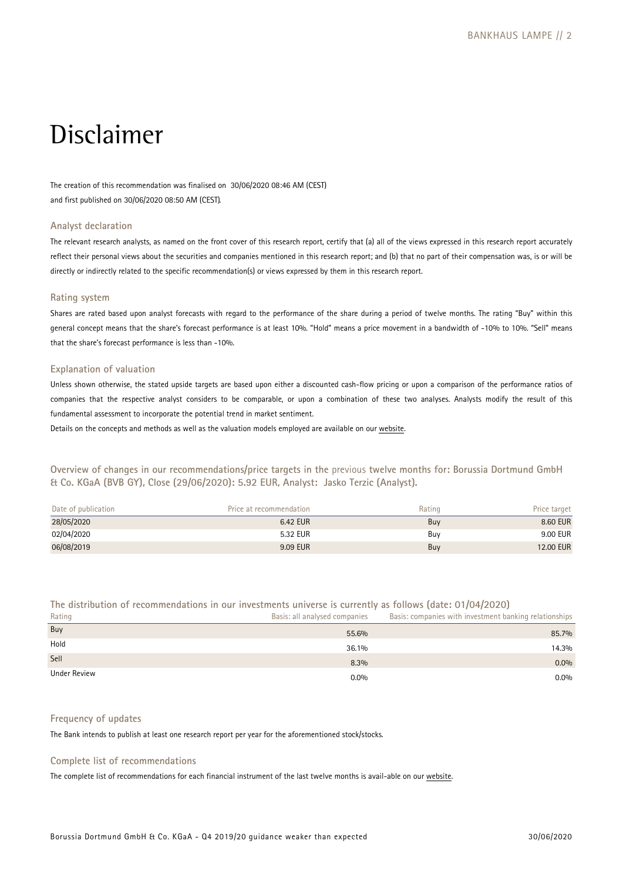# Disclaimer

The creation of this recommendation was finalised on 30/06/2020 08:46 AM (CEST) and first published on 30/06/2020 08:50 AM (CEST).

### Analyst declaration

The relevant research analysts, as named on the front cover of this research report, certify that (a) all of the views expressed in this research report accurately reflect their personal views about the securities and companies mentioned in this research report; and (b) that no part of their compensation was, is or will be directly or indirectly related to the specific recommendation(s) or views expressed by them in this research report.

### Rating system

Shares are rated based upon analyst forecasts with regard to the performance of the share during a period of twelve months. The rating "Buy" within this general concept means that the share's forecast performance is at least 10%. "Hold" means a price movement in a bandwidth of -10% to 10%. "Sell" means that the share's forecast performance is less than -10%.

### Explanation of valuation

Unless shown otherwise, the stated upside targets are based upon either a discounted cash-flow pricing or upon a comparison of the performance ratios of companies that the respective analyst considers to be comparable, or upon a combination of these two analyses. Analysts modify the result of this fundamental assessment to incorporate the potential trend in market sentiment.

Details on the concepts and methods as well as the valuation models employed are available on our website.

### Overview of changes in our recommendations/price targets in the previous twelve months for: Borussia Dortmund GmbH & Co. KGaA (BVB GY), Close (29/06/2020): 5.92 EUR, Analyst: Jasko Terzic (Analyst).

| Date of publication | Price at recommendation | Rating | Price target |
|---|---|---|---|
| 28/05/2020 | 6.42 EUR | Buy | 8.60 EUR |
| 02/04/2020 | 5.32 EUR | Buy | 9.00 EUR |
| 06/08/2019 | 9.09 EUR | Buy | 12.00 EUR |

### The distribution of recommendations in our investments universe is currently as follows (date: 01/04/2020)

| Rating | Basis: all analysed companies | Basis: companies with investment banking relationships |
|---|---|---|
| Buy | 55.6% | 85.7% |
| Hold | 36.1% | 14.3% |
| Sell | 8.3% | 0.0% |
| Under Review | 0.0% | 0.0% |

### Frequency of updates

The Bank intends to publish at least one research report per year for the aforementioned stock/stocks.

### Complete list of recommendations

The complete list of recommendations for each financial instrument of the last twelve months is avail-able on our website.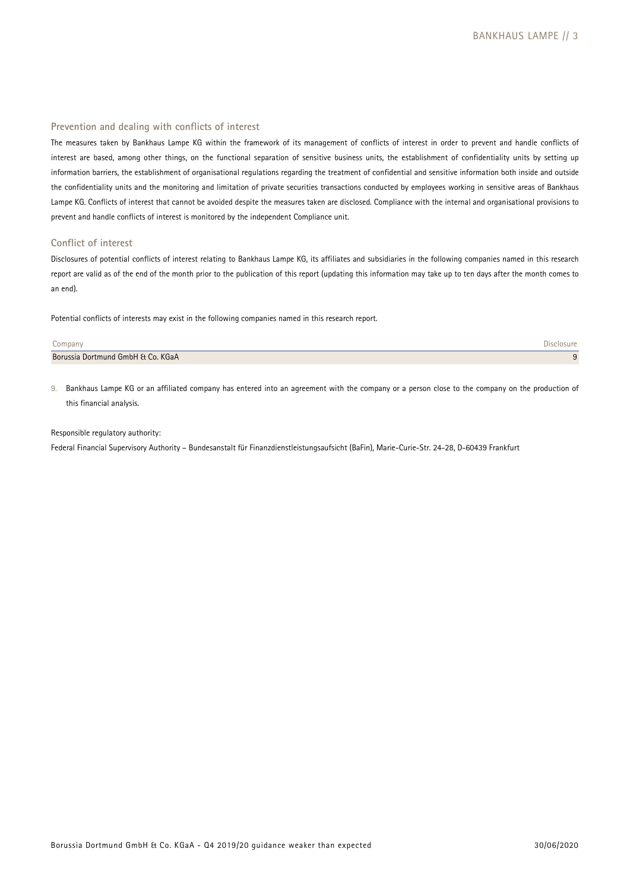## Prevention and dealing with conflicts of interest

The measures taken by Bankhaus Lampe KG within the framework of its management of conflicts of interest in order to prevent and handle conflicts of interest are based, among other things, on the functional separation of sensitive business units, the establishment of confidentiality units by setting up information barriers, the establishment of organisational regulations regarding the treatment of confidential and sensitive information both inside and outside the confidentiality units and the monitoring and limitation of private securities transactions conducted by employees working in sensitive areas of Bankhaus Lampe KG. Conflicts of interest that cannot be avoided despite the measures taken are disclosed. Compliance with the internal and organisational provisions to prevent and handle conflicts of interest is monitored by the independent Compliance unit.

## Conflict of interest

Disclosures of potential conflicts of interest relating to Bankhaus Lampe KG, its affiliates and subsidiaries in the following companies named in this research report are valid as of the end of the month prior to the publication of this report (updating this information may take up to ten days after the month comes to an end).

Potential conflicts of interests may exist in the following companies named in this research report.

| Company | Disclosure |
|---|---|
| Borussia Dortmund GmbH & Co. KGaA | 9 |

9. Bankhaus Lampe KG or an affiliated company has entered into an agreement with the company or a person close to the company on the production of this financial analysis.

Responsible regulatory authority:

Federal Financial Supervisory Authority – Bundesanstalt für Finanzdienstleistungsaufsicht (BaFin), Marie-Curie-Str. 24-28, D-60439 Frankfurt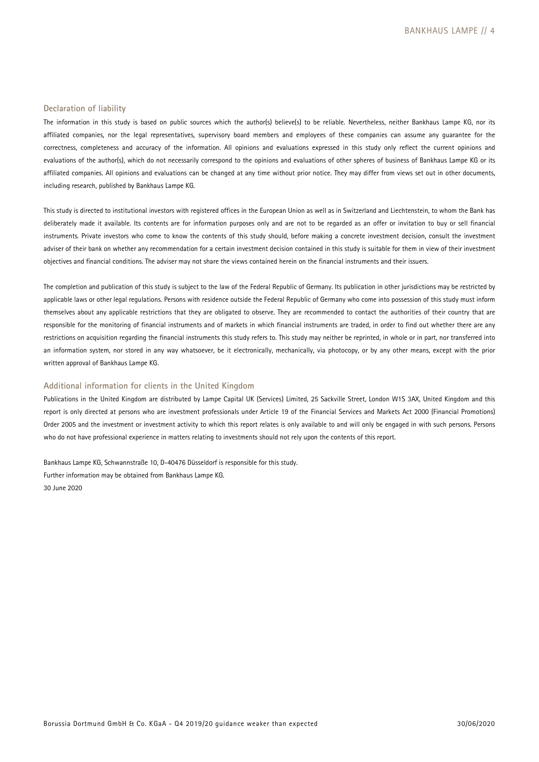## Declaration of liability

The information in this study is based on public sources which the author(s) believe(s) to be reliable. Nevertheless, neither Bankhaus Lampe KG, nor its affiliated companies, nor the legal representatives, supervisory board members and employees of these companies can assume any guarantee for the correctness, completeness and accuracy of the information. All opinions and evaluations expressed in this study only reflect the current opinions and evaluations of the author(s), which do not necessarily correspond to the opinions and evaluations of other spheres of business of Bankhaus Lampe KG or its affiliated companies. All opinions and evaluations can be changed at any time without prior notice. They may differ from views set out in other documents, including research, published by Bankhaus Lampe KG.

This study is directed to institutional investors with registered offices in the European Union as well as in Switzerland and Liechtenstein, to whom the Bank has deliberately made it available. Its contents are for information purposes only and are not to be regarded as an offer or invitation to buy or sell financial instruments. Private investors who come to know the contents of this study should, before making a concrete investment decision, consult the investment adviser of their bank on whether any recommendation for a certain investment decision contained in this study is suitable for them in view of their investment objectives and financial conditions. The adviser may not share the views contained herein on the financial instruments and their issuers.

The completion and publication of this study is subject to the law of the Federal Republic of Germany. Its publication in other jurisdictions may be restricted by applicable laws or other legal regulations. Persons with residence outside the Federal Republic of Germany who come into possession of this study must inform themselves about any applicable restrictions that they are obligated to observe. They are recommended to contact the authorities of their country that are responsible for the monitoring of financial instruments and of markets in which financial instruments are traded, in order to find out whether there are any restrictions on acquisition regarding the financial instruments this study refers to. This study may neither be reprinted, in whole or in part, nor transferred into an information system, nor stored in any way whatsoever, be it electronically, mechanically, via photocopy, or by any other means, except with the prior written approval of Bankhaus Lampe KG.

## Additional information for clients in the United Kingdom

Publications in the United Kingdom are distributed by Lampe Capital UK (Services) Limited, 25 Sackville Street, London W1S 3AX, United Kingdom and this report is only directed at persons who are investment professionals under Article 19 of the Financial Services and Markets Act 2000 (Financial Promotions) Order 2005 and the investment or investment activity to which this report relates is only available to and will only be engaged in with such persons. Persons who do not have professional experience in matters relating to investments should not rely upon the contents of this report.

Bankhaus Lampe KG, Schwannstraße 10, D-40476 Düsseldorf is responsible for this study.
Further information may be obtained from Bankhaus Lampe KG.
30 June 2020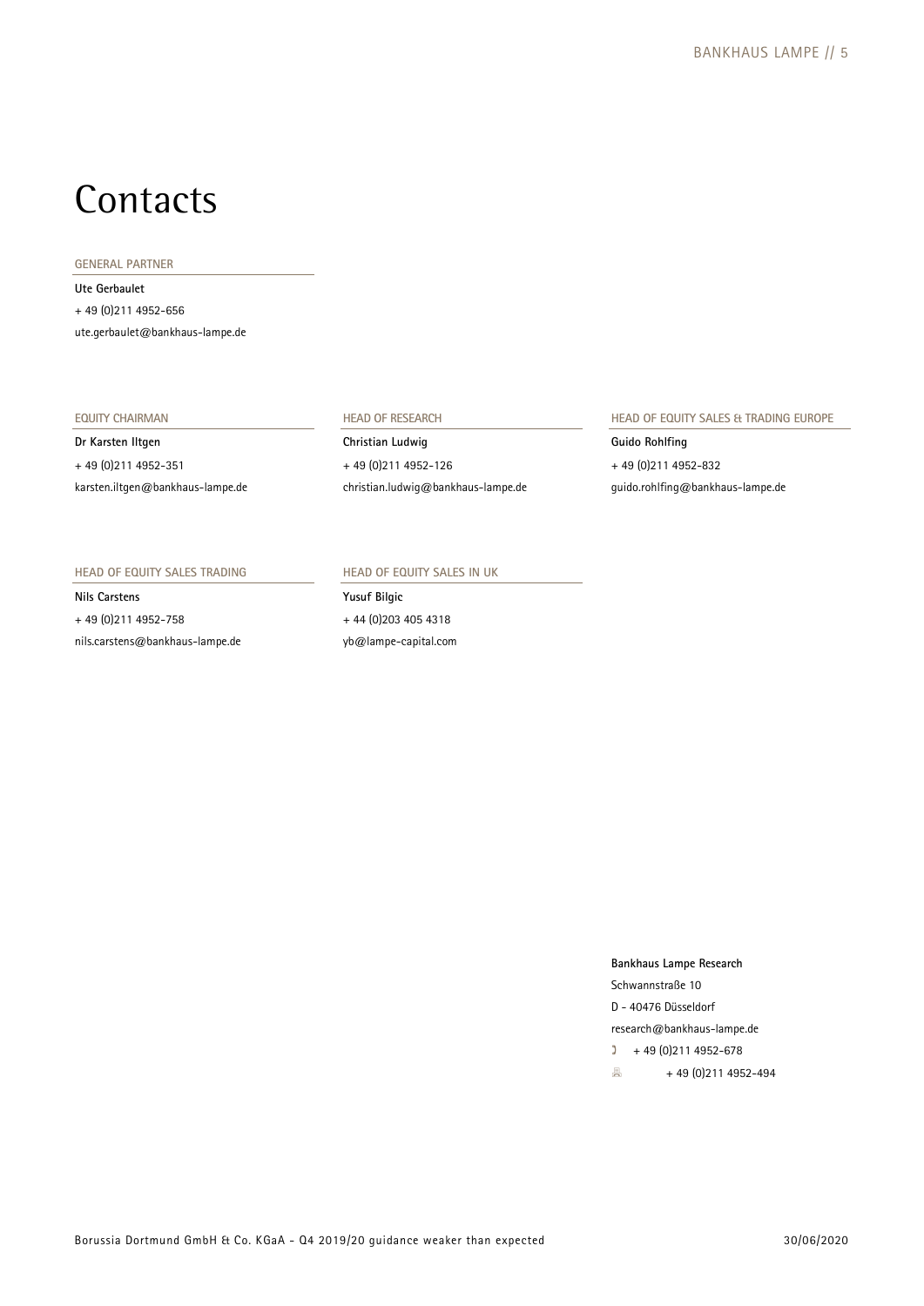# Contacts

GENERAL PARTNER

**Ute Gerbaulet**

+ 49 (0)211 4952-656

ute.gerbaulet@bankhaus-lampe.de

EQUITY CHAIRMAN

**Dr Karsten Iltgen**

+ 49 (0)211 4952-351

karsten.iltgen@bankhaus-lampe.de

HEAD OF RESEARCH

**Christian Ludwig**

+ 49 (0)211 4952-126

christian.ludwig@bankhaus-lampe.de

HEAD OF EQUITY SALES & TRADING EUROPE

**Guido Rohlfing**

+ 49 (0)211 4952-832

guido.rohlfing@bankhaus-lampe.de

HEAD OF EQUITY SALES TRADING

**Nils Carstens**

+ 49 (0)211 4952-758

nils.carstens@bankhaus-lampe.de

HEAD OF EQUITY SALES IN UK

**Yusuf Bilgic**

+ 44 (0)203 405 4318

yb@lampe-capital.com

**Bankhaus Lampe Research**

Schwannstraße 10

D - 40476 Düsseldorf

research@bankhaus-lampe.de

+ 49 (0)211 4952-678

+ 49 (0)211 4952-494